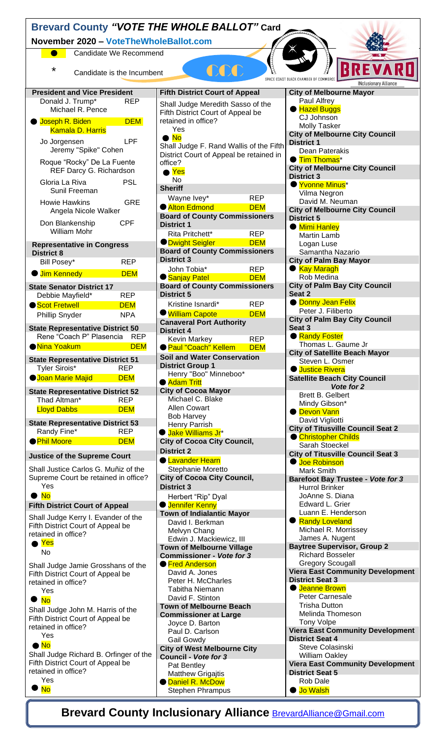# Brevard County *"VOTE THE WHOLE BALLOT"* Card

**November 2020 – VoteTheWholeBallot.com**

● Candidate We Recommend

\* Candidate is the Incumbent

SPACE COAST BLACK CHAMBER OF COMMERCE

BREVARD INclusionary Alliance

### President and Vice President

- Donald J. Trump* / Michael R. Pence — REP
- ● Joseph R. Biden / Kamala D. Harris — DEM
- Jo Jorgensen / Jeremy "Spike" Cohen — LPF
- Roque "Rocky" De La Fuente / Darcy G. Richardson — REF
- Gloria La Riva / Sunil Freeman — PSL
- Howie Hawkins / Angela Nicole Walker — GRE
- Don Blankenship / William Mohr — CPF

### Representative in Congress District 8

- Bill Posey* — REP
- ● Jim Kennedy — DEM

### State Senator District 17

- Debbie Mayfield* — REP
- ● Scot Fretwell — DEM
- Phillip Snyder — NPA

### State Representative District 50

- Rene "Coach P" Plasencia — REP
- ● Nina Yoakum — DEM

### State Representative District 51

- Tyler Sirois* — REP
- ● Joan Marie Majid — DEM

### State Representative District 52

- Thad Altman* — REP
- Lloyd Dabbs — DEM

### State Representative District 53

- Randy Fine* — REP
- ● Phil Moore — DEM

### Justice of the Supreme Court

Shall Justice Carlos G. Muñiz of the Supreme Court be retained in office?
- Yes
- ● No

### Fifth District Court of Appeal

Shall Judge Kerry I. Evander of the Fifth District Court of Appeal be retained in office?
- ● Yes
- No

Shall Judge Jamie Grosshans of the Fifth District Court of Appeal be retained in office?
- Yes
- ● No

Shall Judge John M. Harris of the Fifth District Court of Appeal be retained in office?
- Yes
- ● No

Shall Judge Richard B. Orfinger of the Fifth District Court of Appeal be retained in office?
- Yes
- ● No

### Fifth District Court of Appeal

Shall Judge Meredith Sasso of the Fifth District Court of Appeal be retained in office?
- Yes
- ● No

Shall Judge F. Rand Wallis of the Fifth District Court of Appeal be retained in office?
- ● Yes
- No

### Sheriff

- Wayne Ivey* — REP
- ● Alton Edmond — DEM

### Board of County Commissioners District 1

- Rita Pritchett* — REP
- ● Dwight Seigler — DEM

### Board of County Commissioners District 3

- John Tobia* — REP
- ● Sanjay Patel — DEM

### Board of County Commissioners District 5

- Kristine Isnardi* — REP
- ● William Capote — DEM

### Canaveral Port Authority District 4

- Kevin Markey — REP
- ● Paul "Coach" Kellem — DEM

### Soil and Water Conservation District Group 1

- Henry "Boo" Minneboo*
- ● Adam Tritt

### City of Cocoa Mayor

- Michael C. Blake
- Allen Cowart
- Bob Harvey
- Henry Parrish
- ● Jake Williams Jr*

### City of Cocoa City Council, District 2

- ● Lavander Hearn
- Stephanie Moretto

### City of Cocoa City Council, District 3

- Herbert "Rip" Dyal
- ● Jennifer Kenny

### Town of Indialantic Mayor

- David I. Berkman
- Melvyn Chang
- Edwin J. Mackiewicz, III

### Town of Melbourne Village Commissioner - *Vote for 3*

- ● Fred Anderson
- David A. Jones
- Peter H. McCharles
- Tabitha Niemann
- David F. Stinton

### Town of Melbourne Beach Commissioner at Large

- Joyce D. Barton
- Paul D. Carlson
- Gail Gowdy

### City of West Melbourne City Council - *Vote for 3*

- Pat Bentley
- Matthew Grigajtis
- ● Daniel R. McDow
- Stephen Phrampus

### City of Melbourne Mayor

- Paul Alfrey
- ● Hazel Buggs
- CJ Johnson
- Molly Tasker

### City of Melbourne City Council District 1

- Dean Paterakis
- ● Tim Thomas*

### City of Melbourne City Council District 3

- ● Yvonne Minus*
- Vilma Negron
- David M. Neuman

### City of Melbourne City Council District 5

- ● Mimi Hanley
- Martin Lamb
- Logan Luse
- Samantha Nazario

### City of Palm Bay Mayor

- ● Kay Maragh
- Rob Medina

### City of Palm Bay City Council Seat 2

- ● Donny Jean Felix
- Peter J. Filiberto

### City of Palm Bay City Council Seat 3

- ● Randy Foster
- Thomas L. Gaume Jr

### City of Satellite Beach Mayor

- Steven L. Osmer
- ● Justice Rivera

### Satellite Beach City Council *Vote for 2*

- Brett B. Gelbert
- Mindy Gibson*
- ● Devon Vann
- David Vigliotti

### City of Titusville Council Seat 2

- ● Christopher Childs
- Sarah Stoeckel

### City of Titusville Council Seat 3

- ● Joe Robinson
- Mark Smith

### Barefoot Bay Trustee - *Vote for 3*

- Hurrol Brinker
- JoAnne S. Diana
- Edward L. Grier
- Luann E. Henderson
- ● Randy Loveland
- Michael R. Morrissey
- James A. Nugent

### Baytree Supervisor, Group 2

- Richard Bosseler
- Gregory Scougall

### Viera East Community Development District Seat 3

- ● Jeanne Brown
- Peter Carnesale
- Trisha Dutton
- Melinda Thomeson
- Tony Volpe

### Viera East Community Development District Seat 4

- Steve Colasinski
- William Oakley

### Viera East Community Development District Seat 5

- Rob Dale
- ● Jo Walsh

**Brevard County Inclusionary Alliance** BrevardAlliance@Gmail.com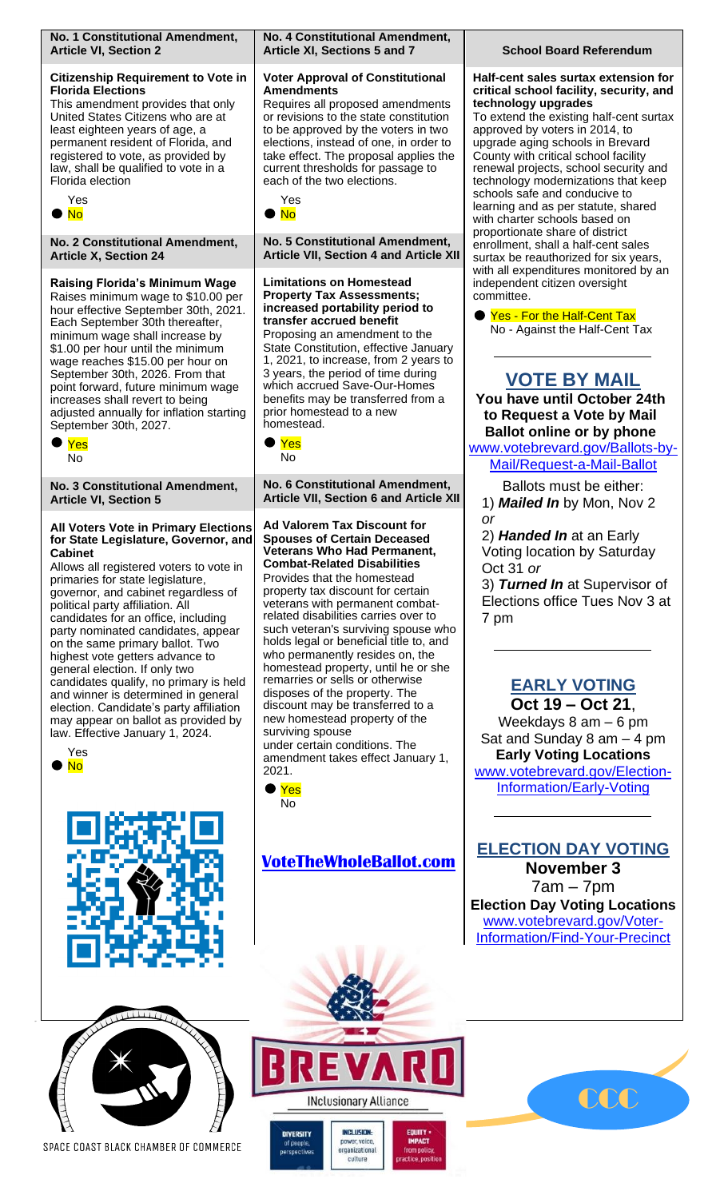### No. 1 Constitutional Amendment, Article VI, Section 2

**Citizenship Requirement to Vote in Florida Elections**

This amendment provides that only United States Citizens who are at least eighteen years of age, a permanent resident of Florida, and registered to vote, as provided by law, shall be qualified to vote in a Florida election

- Yes
- ● No

### No. 2 Constitutional Amendment, Article X, Section 24

**Raising Florida's Minimum Wage**

Raises minimum wage to $10.00 per hour effective September 30th, 2021. Each September 30th thereafter, minimum wage shall increase by $1.00 per hour until the minimum wage reaches $15.00 per hour on September 30th, 2026. From that point forward, future minimum wage increases shall revert to being adjusted annually for inflation starting September 30th, 2027.

- ● Yes
- No

### No. 3 Constitutional Amendment, Article VI, Section 5

**All Voters Vote in Primary Elections for State Legislature, Governor, and Cabinet**

Allows all registered voters to vote in primaries for state legislature, governor, and cabinet regardless of political party affiliation. All candidates for an office, including party nominated candidates, appear on the same primary ballot. Two highest vote getters advance to general election. If only two candidates qualify, no primary is held and winner is determined in general election. Candidate's party affiliation may appear on ballot as provided by law. Effective January 1, 2024.

- Yes
- ● No

### No. 4 Constitutional Amendment, Article XI, Sections 5 and 7

**Voter Approval of Constitutional Amendments**

Requires all proposed amendments or revisions to the state constitution to be approved by the voters in two elections, instead of one, in order to take effect. The proposal applies the current thresholds for passage to each of the two elections.

- Yes
- ● No

### No. 5 Constitutional Amendment, Article VII, Section 4 and Article XII

**Limitations on Homestead Property Tax Assessments; increased portability period to transfer accrued benefit**

Proposing an amendment to the State Constitution, effective January 1, 2021, to increase, from 2 years to 3 years, the period of time during which accrued Save-Our-Homes benefits may be transferred from a prior homestead to a new homestead.

- ● Yes
- No

### No. 6 Constitutional Amendment, Article VII, Section 6 and Article XII

**Ad Valorem Tax Discount for Spouses of Certain Deceased Veterans Who Had Permanent, Combat-Related Disabilities**

Provides that the homestead property tax discount for certain veterans with permanent combat-related disabilities carries over to such veteran's surviving spouse who holds legal or beneficial title to, and who permanently resides on, the homestead property, until he or she remarries or sells or otherwise disposes of the property. The discount may be transferred to a new homestead property of the surviving spouse under certain conditions. The amendment takes effect January 1, 2021.

- ● Yes
- No

**VoteTheWholeBallot.com**

### School Board Referendum

**Half-cent sales surtax extension for critical school facility, security, and technology upgrades**

To extend the existing half-cent surtax approved by voters in 2014, to upgrade aging schools in Brevard County with critical school facility renewal projects, school security and technology modernizations that keep schools safe and conducive to learning and as per statute, shared with charter schools based on proportionate share of district enrollment, shall a half-cent sales surtax be reauthorized for six years, with all expenditures monitored by an independent citizen oversight committee.

- ● Yes - For the Half-Cent Tax
- No - Against the Half-Cent Tax

## VOTE BY MAIL

**You have until October 24th to Request a Vote by Mail Ballot online or by phone**

www.votebrevard.gov/Ballots-by-Mail/Request-a-Mail-Ballot

Ballots must be either:

1) ***Mailed In*** by Mon, Nov 2 *or*

2) ***Handed In*** at an Early Voting location by Saturday Oct 31 *or*

3) ***Turned In*** at Supervisor of Elections office Tues Nov 3 at 7 pm

## EARLY VOTING

**Oct 19 – Oct 21**,

Weekdays 8 am – 6 pm

Sat and Sunday 8 am – 4 pm

**Early Voting Locations**

www.votebrevard.gov/Election-Information/Early-Voting

## ELECTION DAY VOTING

**November 3**

7am – 7pm

**Election Day Voting Locations**

www.votebrevard.gov/Voter-Information/Find-Your-Precinct

SPACE COAST BLACK CHAMBER OF COMMERCE

BREVARD INclusionary Alliance

DIVERSITY of people, perspectives | INCLUSION: power, voice, organizational culture | EQUITY = IMPACT from policy, practice, position

CCC